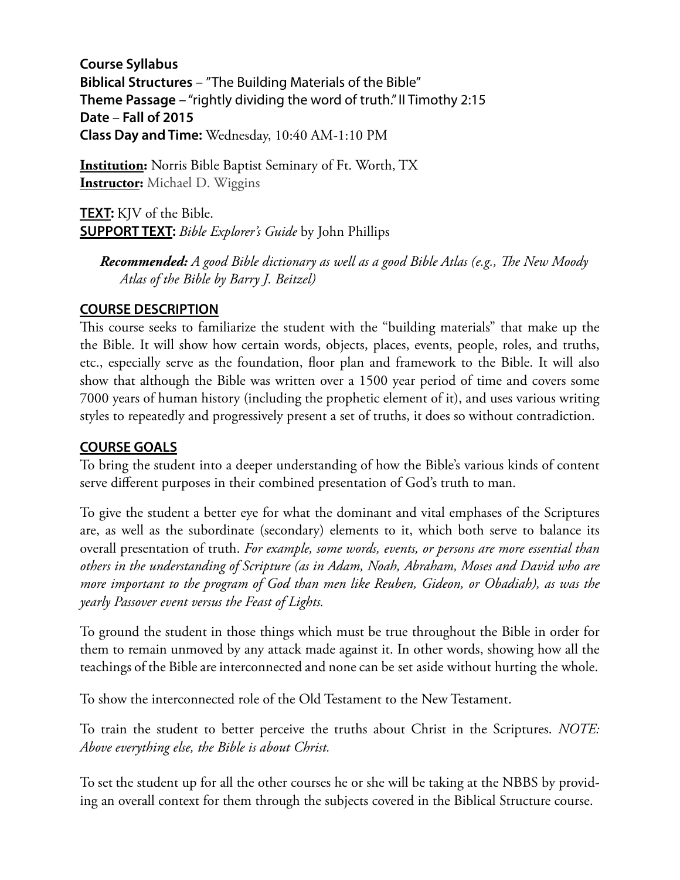**Course Syllabus**
**Biblical Structures** – "The Building Materials of the Bible"
**Theme Passage** – "rightly dividing the word of truth." II Timothy 2:15
**Date** – **Fall of 2015**
**Class Day and Time:** Wednesday, 10:40 AM-1:10 PM

**Institution:** Norris Bible Baptist Seminary of Ft. Worth, TX
**Instructor:** Michael D. Wiggins

**TEXT:** KJV of the Bible.
**SUPPORT TEXT:** *Bible Explorer's Guide* by John Phillips

> ***Recommended:*** *A good Bible dictionary as well as a good Bible Atlas (e.g., The New Moody Atlas of the Bible by Barry J. Beitzel)*

## COURSE DESCRIPTION

This course seeks to familiarize the student with the "building materials" that make up the the Bible. It will show how certain words, objects, places, events, people, roles, and truths, etc., especially serve as the foundation, floor plan and framework to the Bible. It will also show that although the Bible was written over a 1500 year period of time and covers some 7000 years of human history (including the prophetic element of it), and uses various writing styles to repeatedly and progressively present a set of truths, it does so without contradiction.

## COURSE GOALS

To bring the student into a deeper understanding of how the Bible's various kinds of content serve different purposes in their combined presentation of God's truth to man.

To give the student a better eye for what the dominant and vital emphases of the Scriptures are, as well as the subordinate (secondary) elements to it, which both serve to balance its overall presentation of truth. *For example, some words, events, or persons are more essential than others in the understanding of Scripture (as in Adam, Noah, Abraham, Moses and David who are more important to the program of God than men like Reuben, Gideon, or Obadiah), as was the yearly Passover event versus the Feast of Lights.*

To ground the student in those things which must be true throughout the Bible in order for them to remain unmoved by any attack made against it. In other words, showing how all the teachings of the Bible are interconnected and none can be set aside without hurting the whole.

To show the interconnected role of the Old Testament to the New Testament.

To train the student to better perceive the truths about Christ in the Scriptures. *NOTE: Above everything else, the Bible is about Christ.*

To set the student up for all the other courses he or she will be taking at the NBBS by providing an overall context for them through the subjects covered in the Biblical Structure course.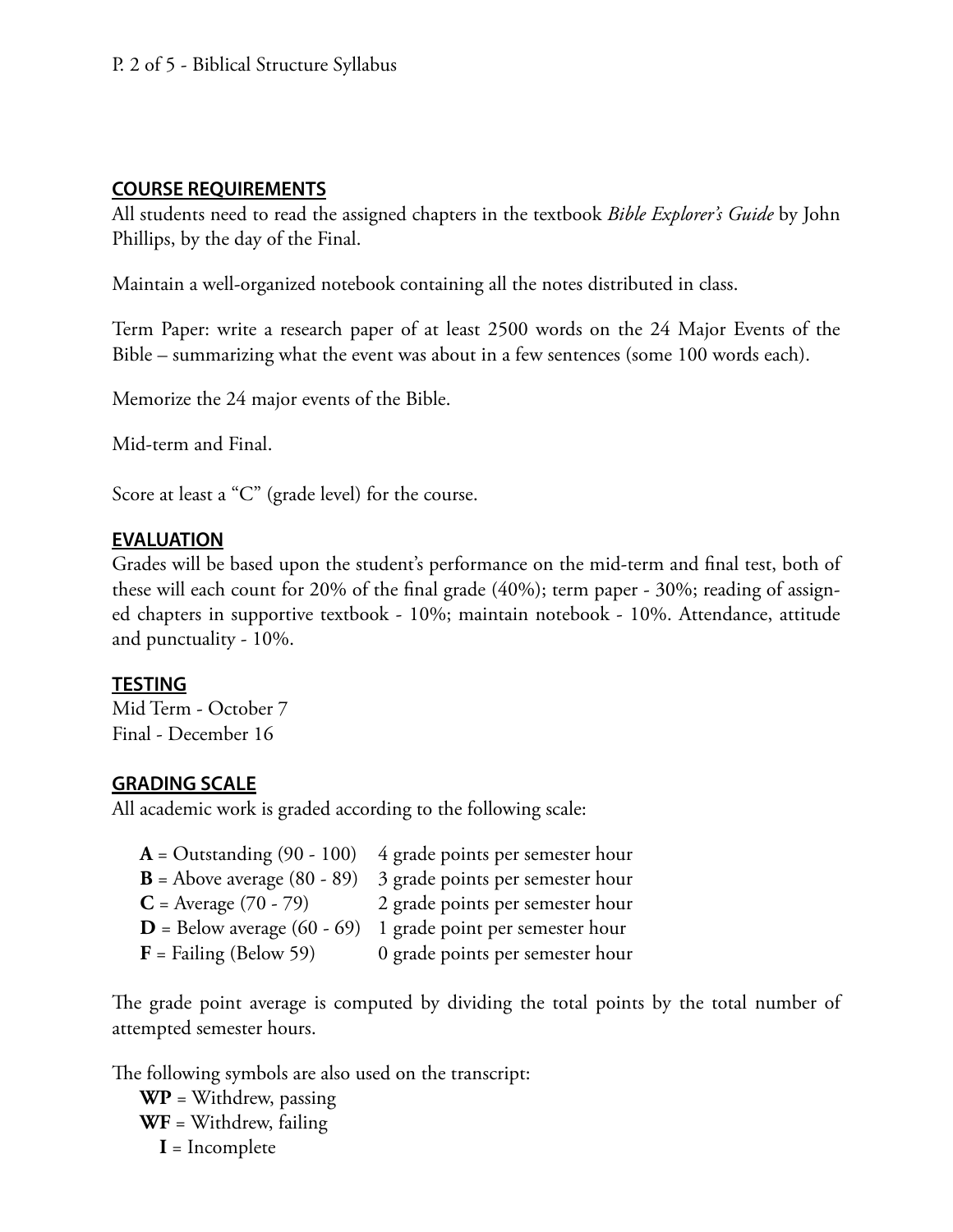## COURSE REQUIREMENTS

All students need to read the assigned chapters in the textbook *Bible Explorer's Guide* by John Phillips, by the day of the Final.

Maintain a well-organized notebook containing all the notes distributed in class.

Term Paper: write a research paper of at least 2500 words on the 24 Major Events of the Bible – summarizing what the event was about in a few sentences (some 100 words each).

Memorize the 24 major events of the Bible.

Mid-term and Final.

Score at least a "C" (grade level) for the course.

## EVALUATION

Grades will be based upon the student's performance on the mid-term and final test, both of these will each count for 20% of the final grade (40%); term paper - 30%; reading of assigned chapters in supportive textbook - 10%; maintain notebook - 10%. Attendance, attitude and punctuality - 10%.

## TESTING

Mid Term - October 7
Final - December 16

## GRADING SCALE

All academic work is graded according to the following scale:

| | |
|---|---|
| **A** = Outstanding (90 - 100) | 4 grade points per semester hour |
| **B** = Above average (80 - 89) | 3 grade points per semester hour |
| **C** = Average (70 - 79) | 2 grade points per semester hour |
| **D** = Below average (60 - 69) | 1 grade point per semester hour |
| **F** = Failing (Below 59) | 0 grade points per semester hour |

The grade point average is computed by dividing the total points by the total number of attempted semester hours.

The following symbols are also used on the transcript:

**WP** = Withdrew, passing
**WF** = Withdrew, failing
**I** = Incomplete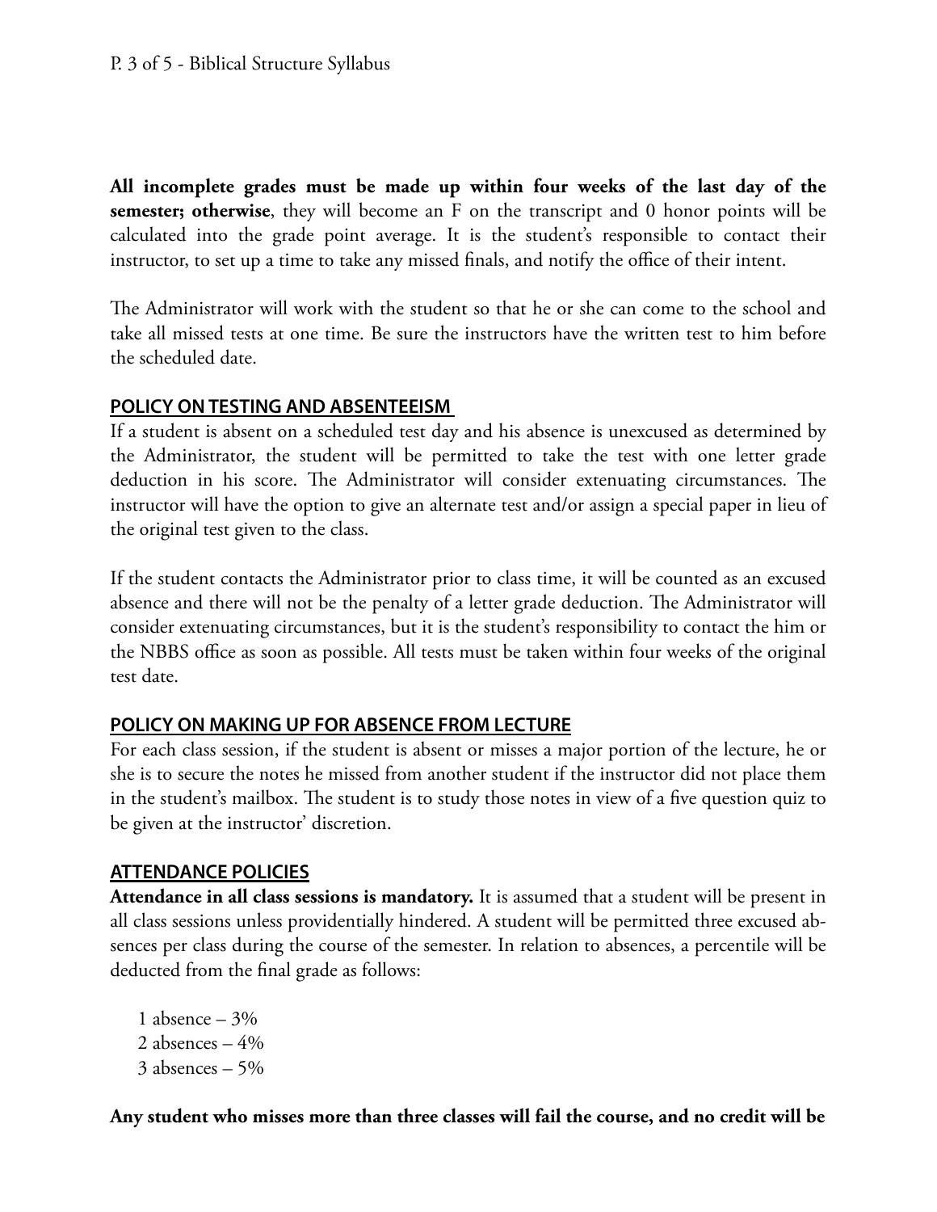**All incomplete grades must be made up within four weeks of the last day of the semester; otherwise**, they will become an F on the transcript and 0 honor points will be calculated into the grade point average. It is the student's responsible to contact their instructor, to set up a time to take any missed finals, and notify the office of their intent.

The Administrator will work with the student so that he or she can come to the school and take all missed tests at one time. Be sure the instructors have the written test to him before the scheduled date.

## POLICY ON TESTING AND ABSENTEEISM

If a student is absent on a scheduled test day and his absence is unexcused as determined by the Administrator, the student will be permitted to take the test with one letter grade deduction in his score. The Administrator will consider extenuating circumstances. The instructor will have the option to give an alternate test and/or assign a special paper in lieu of the original test given to the class.

If the student contacts the Administrator prior to class time, it will be counted as an excused absence and there will not be the penalty of a letter grade deduction. The Administrator will consider extenuating circumstances, but it is the student's responsibility to contact the him or the NBBS office as soon as possible. All tests must be taken within four weeks of the original test date.

## POLICY ON MAKING UP FOR ABSENCE FROM LECTURE

For each class session, if the student is absent or misses a major portion of the lecture, he or she is to secure the notes he missed from another student if the instructor did not place them in the student's mailbox. The student is to study those notes in view of a five question quiz to be given at the instructor' discretion.

## ATTENDANCE POLICIES

**Attendance in all class sessions is mandatory.** It is assumed that a student will be present in all class sessions unless providentially hindered. A student will be permitted three excused absences per class during the course of the semester. In relation to absences, a percentile will be deducted from the final grade as follows:

1 absence – 3%
2 absences – 4%
3 absences – 5%

**Any student who misses more than three classes will fail the course, and no credit will be**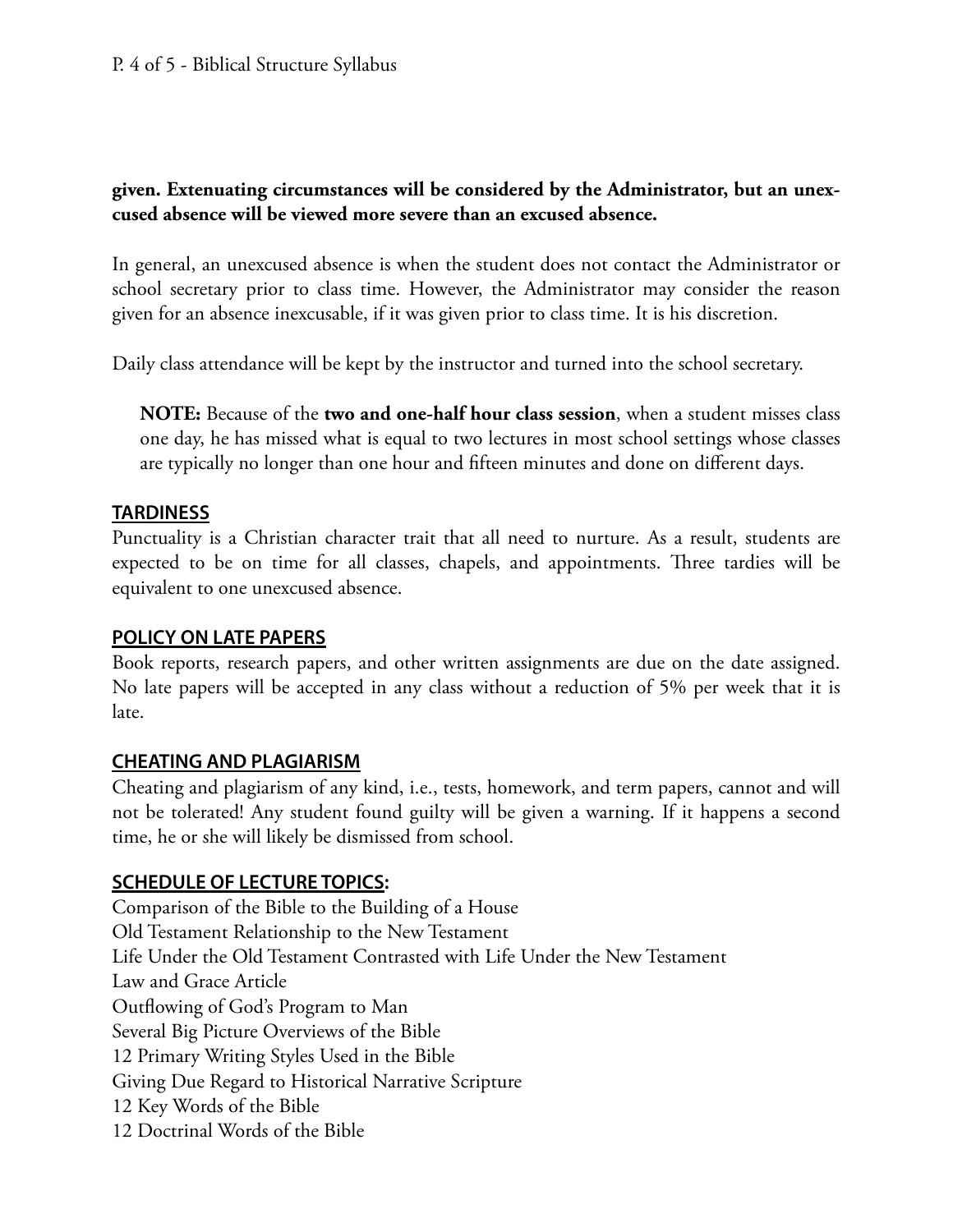**given. Extenuating circumstances will be considered by the Administrator, but an unexcused absence will be viewed more severe than an excused absence.**

In general, an unexcused absence is when the student does not contact the Administrator or school secretary prior to class time. However, the Administrator may consider the reason given for an absence inexcusable, if it was given prior to class time. It is his discretion.

Daily class attendance will be kept by the instructor and turned into the school secretary.

> **NOTE:** Because of the **two and one-half hour class session**, when a student misses class one day, he has missed what is equal to two lectures in most school settings whose classes are typically no longer than one hour and fifteen minutes and done on different days.

## TARDINESS

Punctuality is a Christian character trait that all need to nurture. As a result, students are expected to be on time for all classes, chapels, and appointments. Three tardies will be equivalent to one unexcused absence.

## POLICY ON LATE PAPERS

Book reports, research papers, and other written assignments are due on the date assigned. No late papers will be accepted in any class without a reduction of 5% per week that it is late.

## CHEATING AND PLAGIARISM

Cheating and plagiarism of any kind, i.e., tests, homework, and term papers, cannot and will not be tolerated! Any student found guilty will be given a warning. If it happens a second time, he or she will likely be dismissed from school.

## SCHEDULE OF LECTURE TOPICS:

Comparison of the Bible to the Building of a House
Old Testament Relationship to the New Testament
Life Under the Old Testament Contrasted with Life Under the New Testament
Law and Grace Article
Outflowing of God's Program to Man
Several Big Picture Overviews of the Bible
12 Primary Writing Styles Used in the Bible
Giving Due Regard to Historical Narrative Scripture
12 Key Words of the Bible
12 Doctrinal Words of the Bible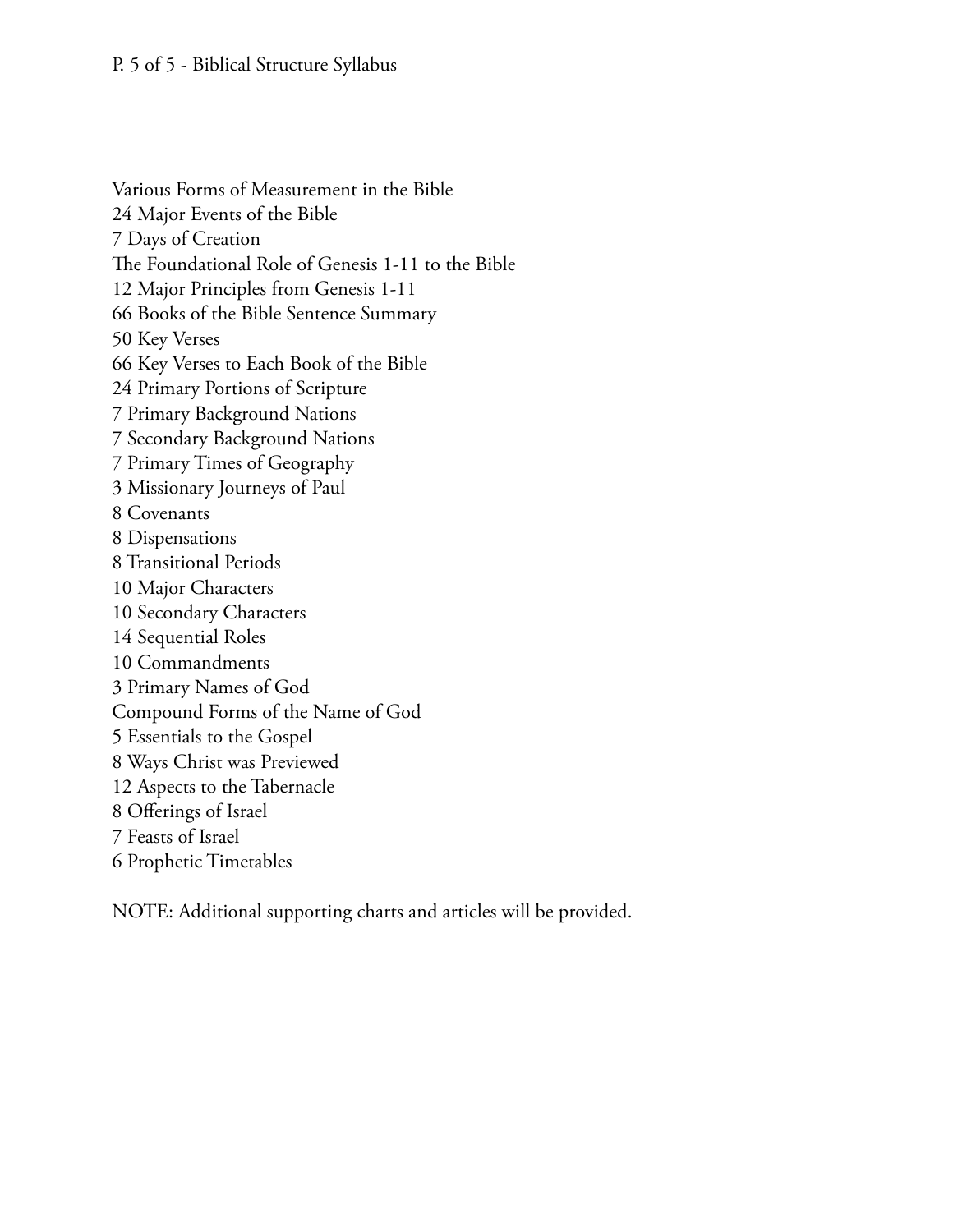Various Forms of Measurement in the Bible
24 Major Events of the Bible
7 Days of Creation
The Foundational Role of Genesis 1-11 to the Bible
12 Major Principles from Genesis 1-11
66 Books of the Bible Sentence Summary
50 Key Verses
66 Key Verses to Each Book of the Bible
24 Primary Portions of Scripture
7 Primary Background Nations
7 Secondary Background Nations
7 Primary Times of Geography
3 Missionary Journeys of Paul
8 Covenants
8 Dispensations
8 Transitional Periods
10 Major Characters
10 Secondary Characters
14 Sequential Roles
10 Commandments
3 Primary Names of God
Compound Forms of the Name of God
5 Essentials to the Gospel
8 Ways Christ was Previewed
12 Aspects to the Tabernacle
8 Offerings of Israel
7 Feasts of Israel
6 Prophetic Timetables

NOTE: Additional supporting charts and articles will be provided.